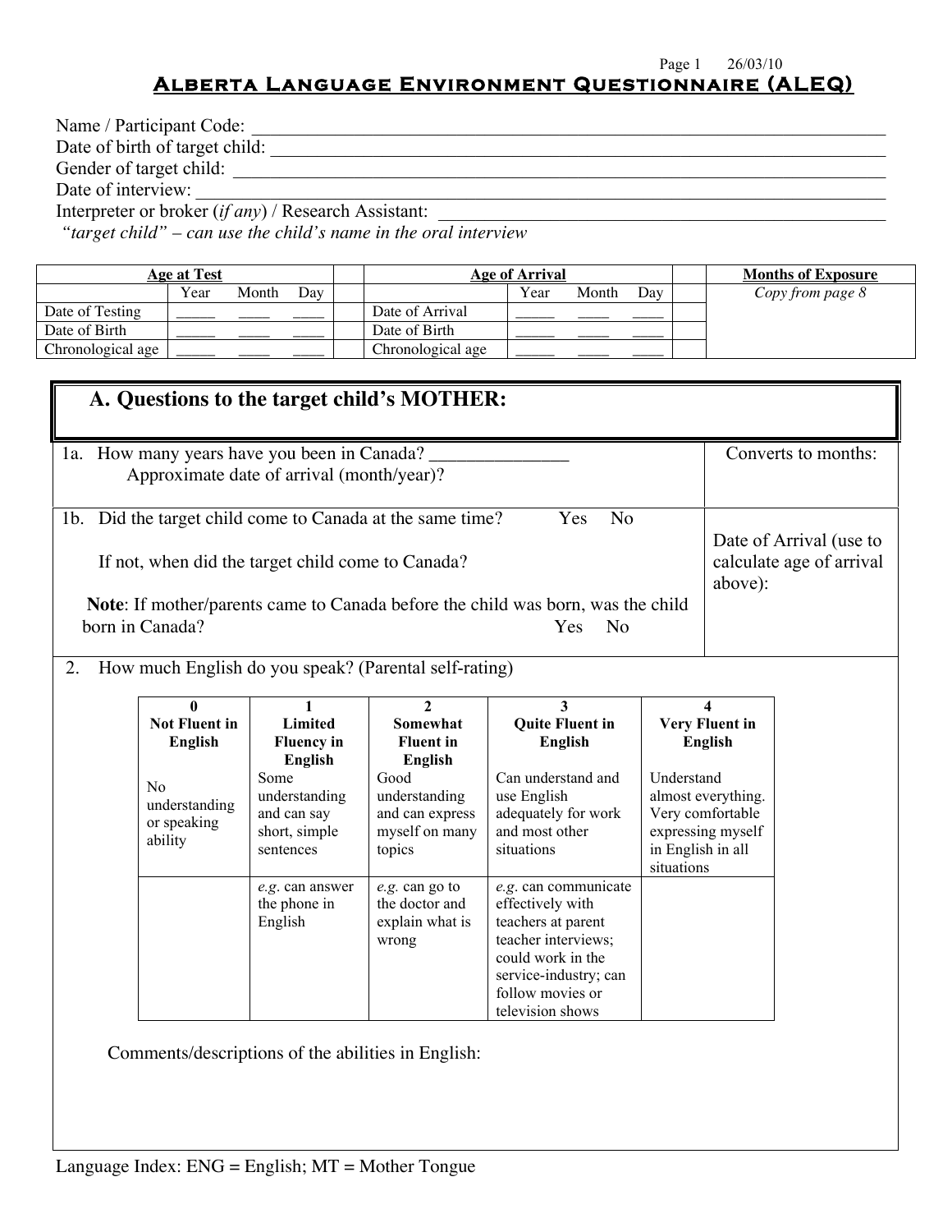Page 1 26/03/10

# Alberta Language Environment Questionnaire (ALEQ)

Name / Participant Code: ___________________________________________

Date of birth of target child: ___________________________________________

Gender of target child: ___________________________________________

Date of interview: ___________________________________________

Interpreter or broker (*if any*) / Research Assistant: ___________________________________________

*"target child" – can use the child's name in the oral interview*

| **Age at Test** | | | | | **Age of Arrival** | | | | | **Months of Exposure** |
|---|---|---|---|---|---|---|---|---|---|---|
| | Year | Month | Day | | | Year | Month | Day | | *Copy from page 8* |
| Date of Testing | _____ | ____ | ____ | | Date of Arrival | _____ | ____ | ____ | | |
| Date of Birth | _____ | ____ | ____ | | Date of Birth | _____ | ____ | ____ | | |
| Chronological age | _____ | ____ | ____ | | Chronological age | _____ | ____ | ____ | | |

## A. Questions to the target child's MOTHER:

1a. How many years have you been in Canada? _______________

Approximate date of arrival (month/year)?

Converts to months:

1b. Did the target child come to Canada at the same time? Yes No

If not, when did the target child come to Canada?

**Note**: If mother/parents came to Canada before the child was born, was the child born in Canada? Yes No

Date of Arrival (use to calculate age of arrival above):

2. How much English do you speak? (Parental self-rating)

| **0 Not Fluent in English** | **1 Limited Fluency in English** | **2 Somewhat Fluent in English** | **3 Quite Fluent in English** | **4 Very Fluent in English** |
|---|---|---|---|---|
| No understanding or speaking ability | Some understanding and can say short, simple sentences | Good understanding and can express myself on many topics | Can understand and use English adequately for work and most other situations | Understand almost everything. Very comfortable expressing myself in English in all situations |
| | *e.g.* can answer the phone in English | *e.g.* can go to the doctor and explain what is wrong | *e.g.* can communicate effectively with teachers at parent teacher interviews; could work in the service-industry; can follow movies or television shows | |

Comments/descriptions of the abilities in English:

Language Index: ENG = English; MT = Mother Tongue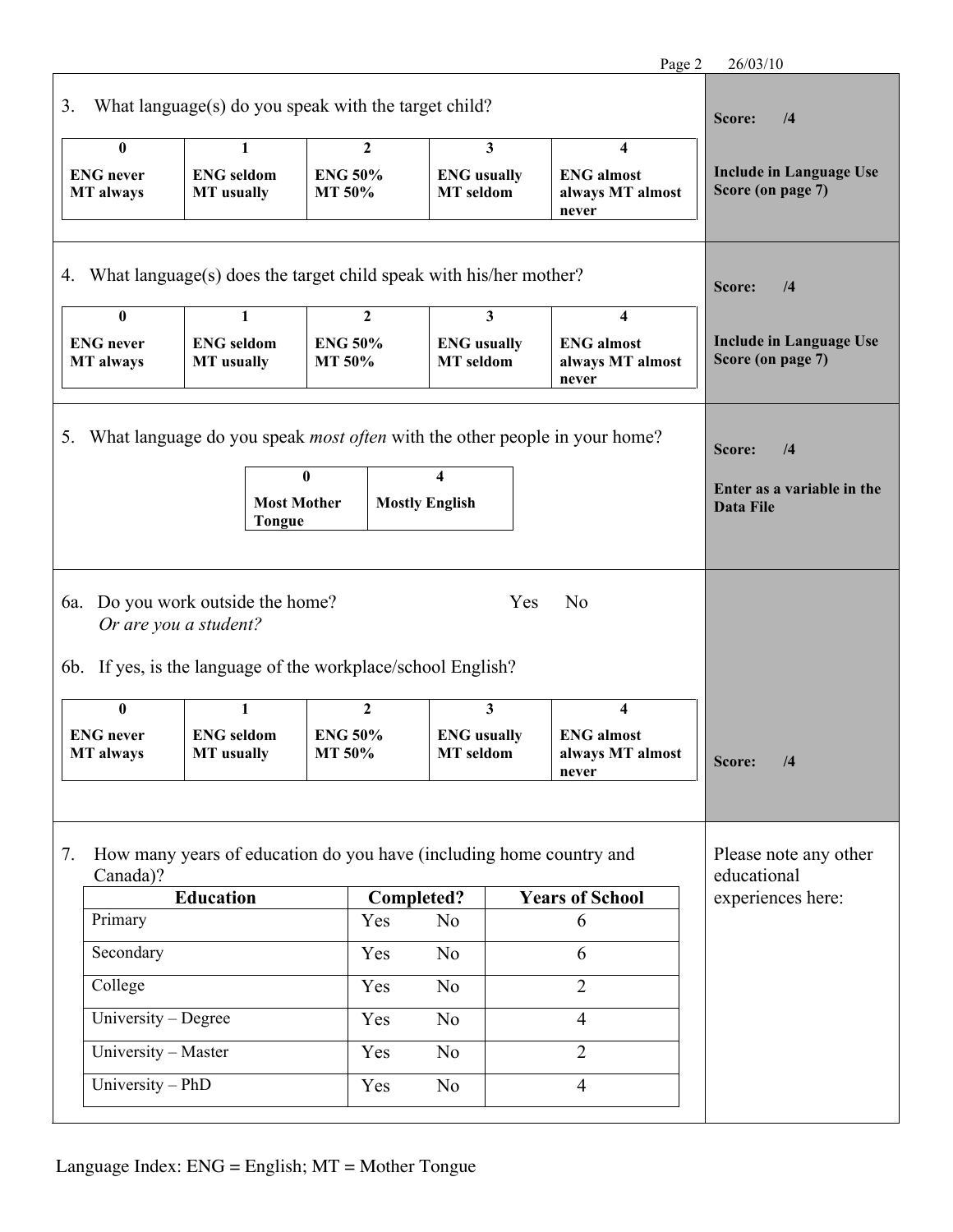3. What language(s) do you speak with the target child?

| 0 | 1 | 2 | 3 | 4 |
|---|---|---|---|---|
| **ENG never MT always** | **ENG seldom MT usually** | **ENG 50% MT 50%** | **ENG usually MT seldom** | **ENG almost always MT almost never** |

**Score: /4**

**Include in Language Use Score (on page 7)**

4. What language(s) does the target child speak with his/her mother?

| 0 | 1 | 2 | 3 | 4 |
|---|---|---|---|---|
| **ENG never MT always** | **ENG seldom MT usually** | **ENG 50% MT 50%** | **ENG usually MT seldom** | **ENG almost always MT almost never** |

**Score: /4**

**Include in Language Use Score (on page 7)**

5. What language do you speak *most often* with the other people in your home?

| 0 | 4 |
|---|---|
| **Most Mother Tongue** | **Mostly English** |

**Score: /4**

**Enter as a variable in the Data File**

6a. Do you work outside the home? Yes No
*Or are you a student?*

6b. If yes, is the language of the workplace/school English?

| 0 | 1 | 2 | 3 | 4 |
|---|---|---|---|---|
| **ENG never MT always** | **ENG seldom MT usually** | **ENG 50% MT 50%** | **ENG usually MT seldom** | **ENG almost always MT almost never** |

**Score: /4**

7. How many years of education do you have (including home country and Canada)?

| Education | Completed? | Years of School |
|---|---|---|
| Primary | Yes No | 6 |
| Secondary | Yes No | 6 |
| College | Yes No | 2 |
| University – Degree | Yes No | 4 |
| University – Master | Yes No | 2 |
| University – PhD | Yes No | 4 |

Please note any other educational experiences here:

Language Index: ENG = English; MT = Mother Tongue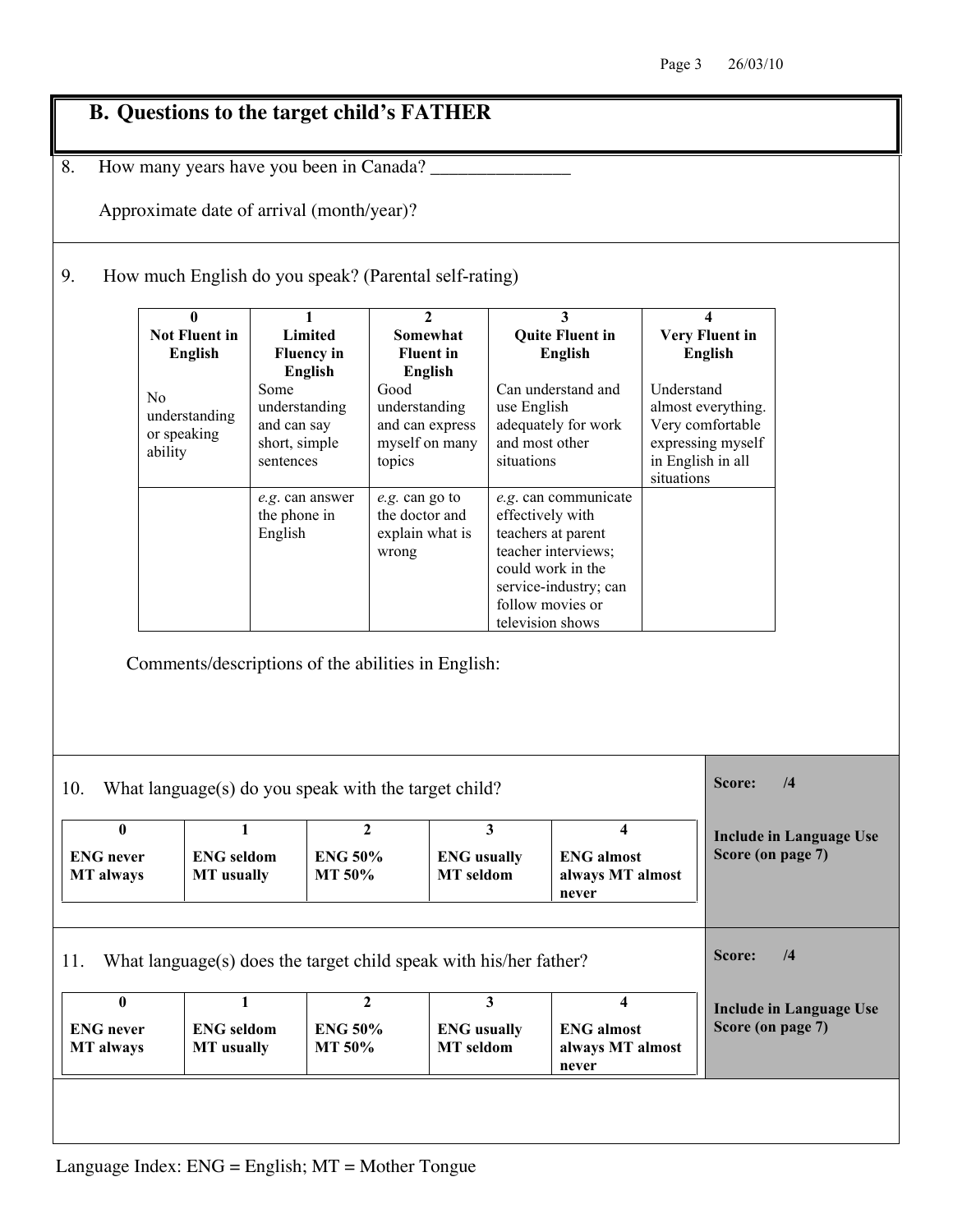## B. Questions to the target child's FATHER

8. How many years have you been in Canada? _______________

   Approximate date of arrival (month/year)?

9. How much English do you speak? (Parental self-rating)

| 0 **Not Fluent in English** | 1 **Limited Fluency in English** | 2 **Somewhat Fluent in English** | 3 **Quite Fluent in English** | 4 **Very Fluent in English** |
|---|---|---|---|---|
| No understanding or speaking ability | Some understanding and can say short, simple sentences | Good understanding and can express myself on many topics | Can understand and use English adequately for work and most other situations | Understand almost everything. Very comfortable expressing myself in English in all situations |
| | *e.g.* can answer the phone in English | *e.g.* can go to the doctor and explain what is wrong | *e.g.* can communicate effectively with teachers at parent teacher interviews; could work in the service-industry; can follow movies or television shows | |

Comments/descriptions of the abilities in English:

10. What language(s) do you speak with the target child?

| 0 | 1 | 2 | 3 | 4 |
|---|---|---|---|---|
| **ENG never MT always** | **ENG seldom MT usually** | **ENG 50% MT 50%** | **ENG usually MT seldom** | **ENG almost always MT almost never** |

**Score: /4**

**Include in Language Use Score (on page 7)**

11. What language(s) does the target child speak with his/her father?

| 0 | 1 | 2 | 3 | 4 |
|---|---|---|---|---|
| **ENG never MT always** | **ENG seldom MT usually** | **ENG 50% MT 50%** | **ENG usually MT seldom** | **ENG almost always MT almost never** |

**Score: /4**

**Include in Language Use Score (on page 7)**

Language Index: ENG = English; MT = Mother Tongue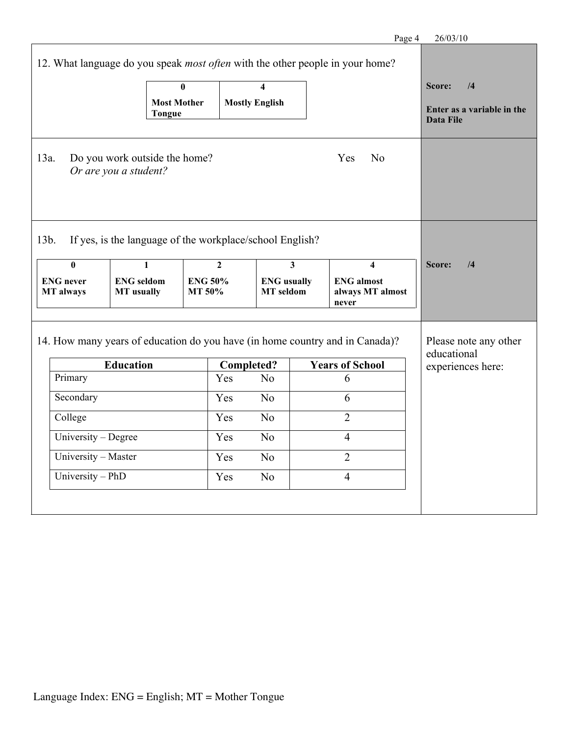12. What language do you speak *most often* with the other people in your home?

| 0 | 4 |
|---|---|
| **Most Mother Tongue** | **Mostly English** |

**Score: /4**

**Enter as a variable in the Data File**

13a. Do you work outside the home? Yes No
*Or are you a student?*

13b. If yes, is the language of the workplace/school English?

| 0 | 1 | 2 | 3 | 4 |
|---|---|---|---|---|
| **ENG never MT always** | **ENG seldom MT usually** | **ENG 50% MT 50%** | **ENG usually MT seldom** | **ENG almost always MT almost never** |

**Score: /4**

14. How many years of education do you have (in home country and in Canada)?

| Education | Completed? | Years of School |
|---|---|---|
| Primary | Yes No | 6 |
| Secondary | Yes No | 6 |
| College | Yes No | 2 |
| University – Degree | Yes No | 4 |
| University – Master | Yes No | 2 |
| University – PhD | Yes No | 4 |

Please note any other educational experiences here:

Language Index: ENG = English; MT = Mother Tongue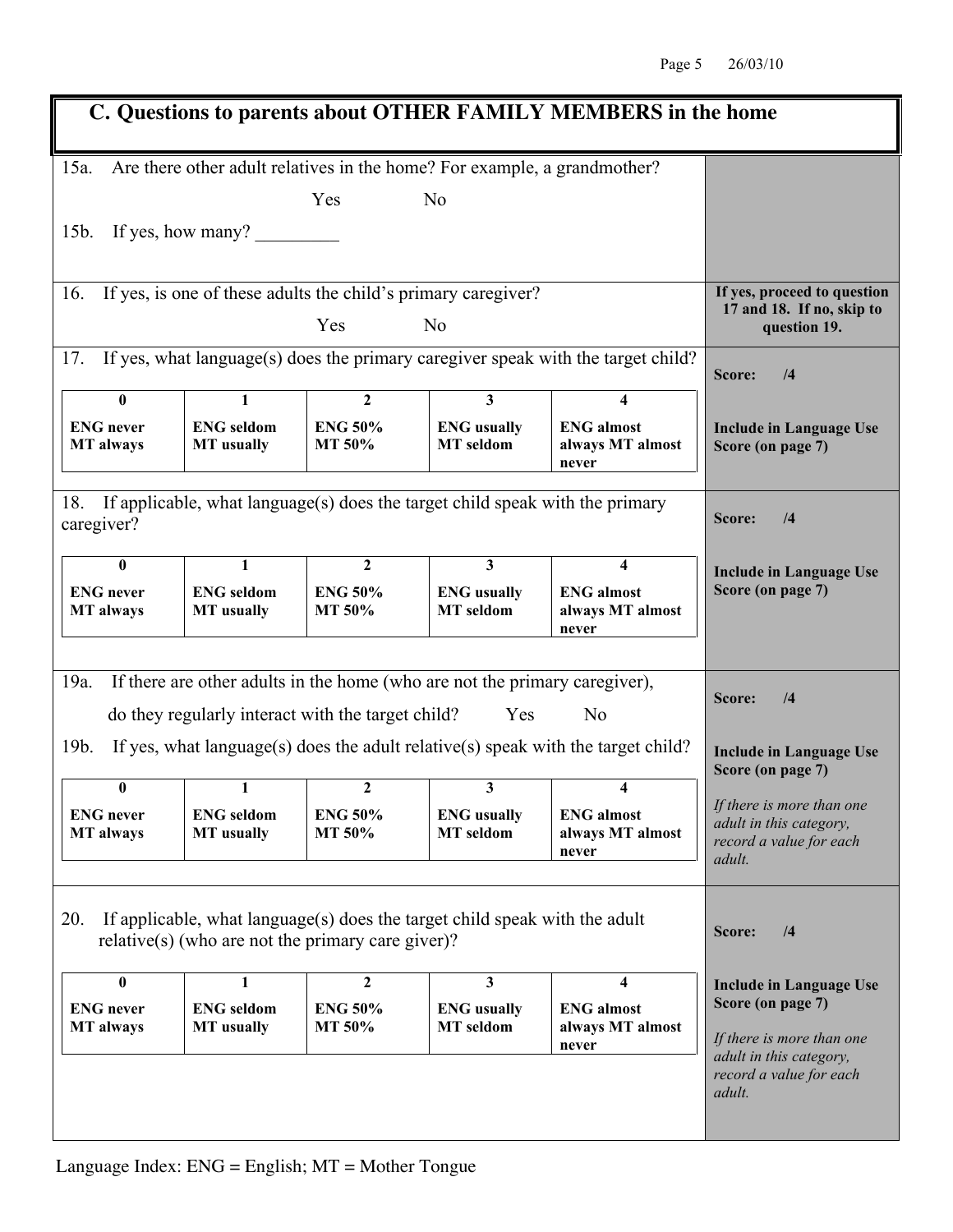## C. Questions to parents about OTHER FAMILY MEMBERS in the home

15a. Are there other adult relatives in the home? For example, a grandmother?

Yes     No

15b. If yes, how many? _________

16. If yes, is one of these adults the child's primary caregiver?

Yes     No

**If yes, proceed to question 17 and 18. If no, skip to question 19.**

17. If yes, what language(s) does the primary caregiver speak with the target child?

| 0 | 1 | 2 | 3 | 4 |
|---|---|---|---|---|
| **ENG never MT always** | **ENG seldom MT usually** | **ENG 50% MT 50%** | **ENG usually MT seldom** | **ENG almost always MT almost never** |

**Score: /4**

**Include in Language Use Score (on page 7)**

18. If applicable, what language(s) does the target child speak with the primary caregiver?

| 0 | 1 | 2 | 3 | 4 |
|---|---|---|---|---|
| **ENG never MT always** | **ENG seldom MT usually** | **ENG 50% MT 50%** | **ENG usually MT seldom** | **ENG almost always MT almost never** |

**Score: /4**

**Include in Language Use Score (on page 7)**

19a. If there are other adults in the home (who are not the primary caregiver), do they regularly interact with the target child?     Yes     No

19b. If yes, what language(s) does the adult relative(s) speak with the target child?

| 0 | 1 | 2 | 3 | 4 |
|---|---|---|---|---|
| **ENG never MT always** | **ENG seldom MT usually** | **ENG 50% MT 50%** | **ENG usually MT seldom** | **ENG almost always MT almost never** |

**Score: /4**

**Include in Language Use Score (on page 7)**

*If there is more than one adult in this category, record a value for each adult.*

20. If applicable, what language(s) does the target child speak with the adult relative(s) (who are not the primary care giver)?

| 0 | 1 | 2 | 3 | 4 |
|---|---|---|---|---|
| **ENG never MT always** | **ENG seldom MT usually** | **ENG 50% MT 50%** | **ENG usually MT seldom** | **ENG almost always MT almost never** |

**Score: /4**

**Include in Language Use Score (on page 7)**

*If there is more than one adult in this category, record a value for each adult.*

Language Index: ENG = English; MT = Mother Tongue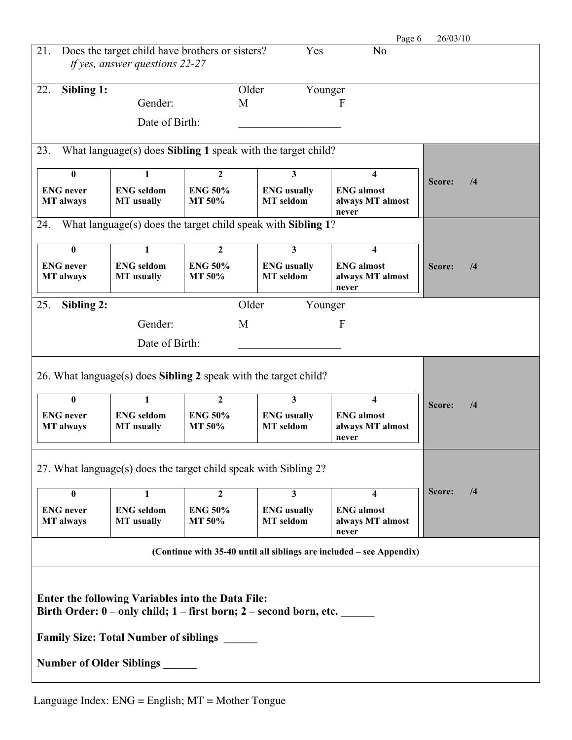21. Does the target child have brothers or sisters? Yes No
   *If yes, answer questions 22-27*

22. **Sibling 1:** Older Younger
   Gender: M F
   Date of Birth: __________________

23. What language(s) does **Sibling 1** speak with the target child?

| 0 | 1 | 2 | 3 | 4 | |
|---|---|---|---|---|---|
| **ENG never MT always** | **ENG seldom MT usually** | **ENG 50% MT 50%** | **ENG usually MT seldom** | **ENG almost always MT almost never** | **Score: /4** |

24. What language(s) does the target child speak with **Sibling 1**?

| 0 | 1 | 2 | 3 | 4 | |
|---|---|---|---|---|---|
| **ENG never MT always** | **ENG seldom MT usually** | **ENG 50% MT 50%** | **ENG usually MT seldom** | **ENG almost always MT almost never** | **Score: /4** |

25. **Sibling 2:** Older Younger
   Gender: M F
   Date of Birth: __________________

26. What language(s) does **Sibling 2** speak with the target child?

| 0 | 1 | 2 | 3 | 4 | |
|---|---|---|---|---|---|
| **ENG never MT always** | **ENG seldom MT usually** | **ENG 50% MT 50%** | **ENG usually MT seldom** | **ENG almost always MT almost never** | **Score: /4** |

27. What language(s) does the target child speak with Sibling 2?

| 0 | 1 | 2 | 3 | 4 | |
|---|---|---|---|---|---|
| **ENG never MT always** | **ENG seldom MT usually** | **ENG 50% MT 50%** | **ENG usually MT seldom** | **ENG almost always MT almost never** | **Score: /4** |

**(Continue with 35-40 until all siblings are included – see Appendix)**

**Enter the following Variables into the Data File:**
**Birth Order: 0 – only child; 1 – first born; 2 – second born, etc. ______**

**Family Size: Total Number of siblings ______**

**Number of Older Siblings ______**

Language Index: ENG = English; MT = Mother Tongue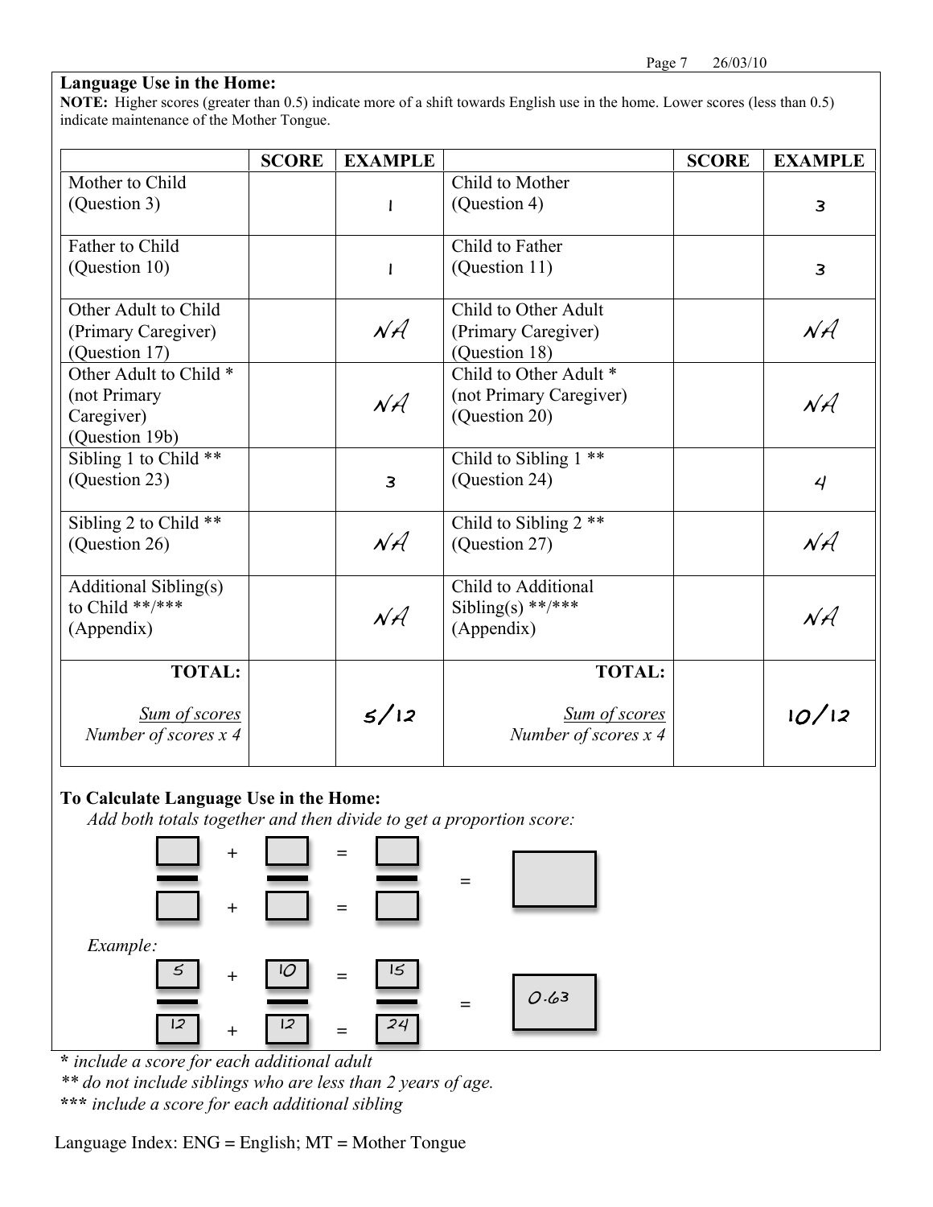## Language Use in the Home:

**NOTE:** Higher scores (greater than 0.5) indicate more of a shift towards English use in the home. Lower scores (less than 0.5) indicate maintenance of the Mother Tongue.

| | SCORE | EXAMPLE | | SCORE | EXAMPLE |
|---|---|---|---|---|---|
| Mother to Child (Question 3) | | 1 | Child to Mother (Question 4) | | 3 |
| Father to Child (Question 10) | | 1 | Child to Father (Question 11) | | 3 |
| Other Adult to Child (Primary Caregiver) (Question 17) | | NA | Child to Other Adult (Primary Caregiver) (Question 18) | | NA |
| Other Adult to Child * (not Primary Caregiver) (Question 19b) | | NA | Child to Other Adult * (not Primary Caregiver) (Question 20) | | NA |
| Sibling 1 to Child ** (Question 23) | | 3 | Child to Sibling 1 ** (Question 24) | | 4 |
| Sibling 2 to Child ** (Question 26) | | NA | Child to Sibling 2 ** (Question 27) | | NA |
| Additional Sibling(s) to Child **/*** (Appendix) | | NA | Child to Additional Sibling(s) **/*** (Appendix) | | NA |
| **TOTAL:** <u>*Sum of scores*</u> / *Number of scores x 4* | | 5/12 | **TOTAL:** <u>*Sum of scores*</u> / *Number of scores x 4* | | 10/12 |

### To Calculate Language Use in the Home:

*Add both totals together and then divide to get a proportion score:*

$$\frac{\square}{\square} + \frac{\square}{\square} = \frac{\square}{\square} = \square$$

*Example:*

$$\frac{5}{12} + \frac{10}{12} = \frac{15}{24} = 0.63$$

**\*** *include a score for each additional adult*

**\*\*** *do not include siblings who are less than 2 years of age.*

**\*\*\*** *include a score for each additional sibling*

Language Index: ENG = English; MT = Mother Tongue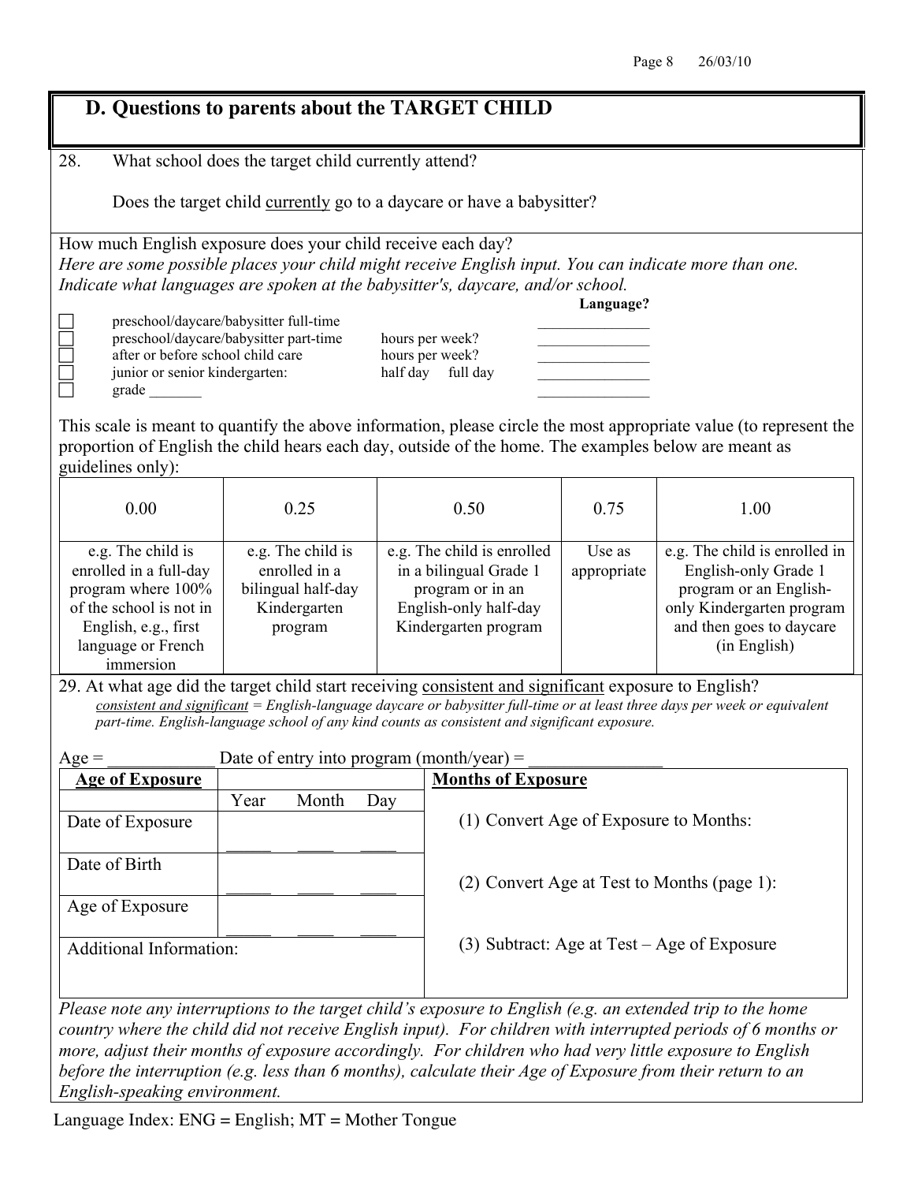## D. Questions to parents about the TARGET CHILD

28. What school does the target child currently attend?

Does the target child currently go to a daycare or have a babysitter?

How much English exposure does your child receive each day?
*Here are some possible places your child might receive English input. You can indicate more than one. Indicate what languages are spoken at the babysitter's, daycare, and/or school.*

| | | | **Language?** |
|---|---|---|---|
| ☐ | preschool/daycare/babysitter full-time | | _______________ |
| ☐ | preschool/daycare/babysitter part-time | hours per week? | _______________ |
| ☐ | after or before school child care | hours per week? | _______________ |
| ☐ | junior or senior kindergarten: | half day full day | _______________ |
| ☐ | grade _______ | | _______________ |

This scale is meant to quantify the above information, please circle the most appropriate value (to represent the proportion of English the child hears each day, outside of the home. The examples below are meant as guidelines only):

| 0.00 | 0.25 | 0.50 | 0.75 | 1.00 |
|---|---|---|---|---|
| e.g. The child is enrolled in a full-day program where 100% of the school is not in English, e.g., first language or French immersion | e.g. The child is enrolled in a bilingual half-day Kindergarten program | e.g. The child is enrolled in a bilingual Grade 1 program or in an English-only half-day Kindergarten program | Use as appropriate | e.g. The child is enrolled in English-only Grade 1 program or an English-only Kindergarten program and then goes to daycare (in English) |

29. At what age did the target child start receiving consistent and significant exposure to English?
*consistent and significant = English-language daycare or babysitter full-time or at least three days per week or equivalent part-time. English-language school of any kind counts as consistent and significant exposure.*

Age = ____________ Date of entry into program (month/year) = _______________

| **Age of Exposure** | | **Months of Exposure** |
|---|---|---|
| | Year Month Day | (1) Convert Age of Exposure to Months: |
| Date of Exposure | _____ _____ _____ | |
| Date of Birth | _____ _____ _____ | (2) Convert Age at Test to Months (page 1): |
| Age of Exposure | _____ _____ _____ | |
| Additional Information: | | (3) Subtract: Age at Test – Age of Exposure |

*Please note any interruptions to the target child's exposure to English (e.g. an extended trip to the home country where the child did not receive English input). For children with interrupted periods of 6 months or more, adjust their months of exposure accordingly. For children who had very little exposure to English before the interruption (e.g. less than 6 months), calculate their Age of Exposure from their return to an English-speaking environment.*

Language Index: ENG = English; MT = Mother Tongue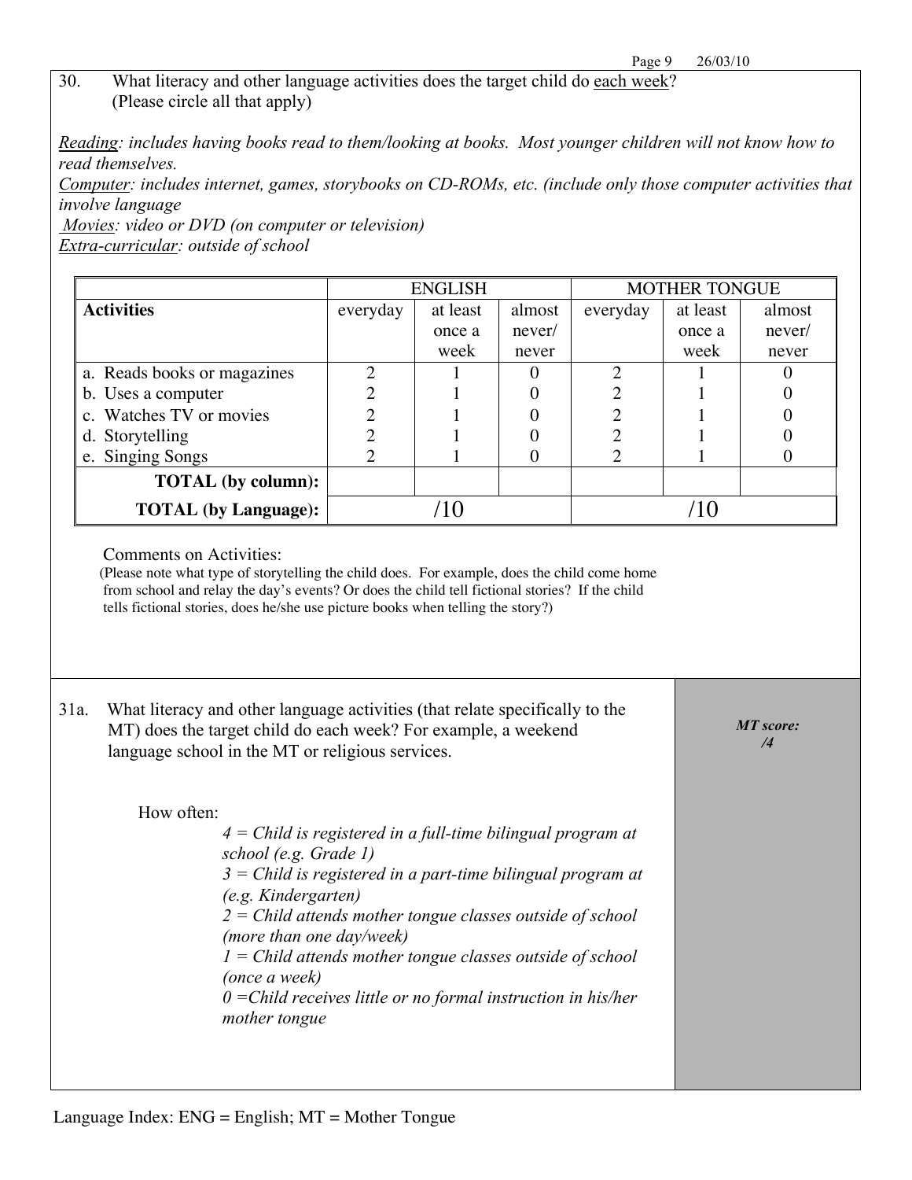30. What literacy and other language activities does the target child do <u>each week</u>? (Please circle all that apply)

*<u>Reading</u>: includes having books read to them/looking at books. Most younger children will not know how to read themselves.*
*<u>Computer</u>: includes internet, games, storybooks on CD-ROMs, etc. (include only those computer activities that involve language*
*<u>Movies</u>: video or DVD (on computer or television)*
*<u>Extra-curricular</u>: outside of school*

| | ENGLISH | | | MOTHER TONGUE | | |
|---|---|---|---|---|---|---|
| **Activities** | everyday | at least once a week | almost never/ never | everyday | at least once a week | almost never/ never |
| a. Reads books or magazines | 2 | 1 | 0 | 2 | 1 | 0 |
| b. Uses a computer | 2 | 1 | 0 | 2 | 1 | 0 |
| c. Watches TV or movies | 2 | 1 | 0 | 2 | 1 | 0 |
| d. Storytelling | 2 | 1 | 0 | 2 | 1 | 0 |
| e. Singing Songs | 2 | 1 | 0 | 2 | 1 | 0 |
| **TOTAL (by column):** | | | | | | |
| **TOTAL (by Language):** | /10 | | | /10 | | |

Comments on Activities:
(Please note what type of storytelling the child does. For example, does the child come home from school and relay the day's events? Or does the child tell fictional stories? If the child tells fictional stories, does he/she use picture books when telling the story?)

31a. What literacy and other language activities (that relate specifically to the MT) does the target child do each week? For example, a weekend language school in the MT or religious services.

***MT score:*** ***/4***

How often:

*4 = Child is registered in a full-time bilingual program at school (e.g. Grade 1)*
*3 = Child is registered in a part-time bilingual program at (e.g. Kindergarten)*
*2 = Child attends mother tongue classes outside of school (more than one day/week)*
*1 = Child attends mother tongue classes outside of school (once a week)*
*0 =Child receives little or no formal instruction in his/her mother tongue*

Language Index: ENG = English; MT = Mother Tongue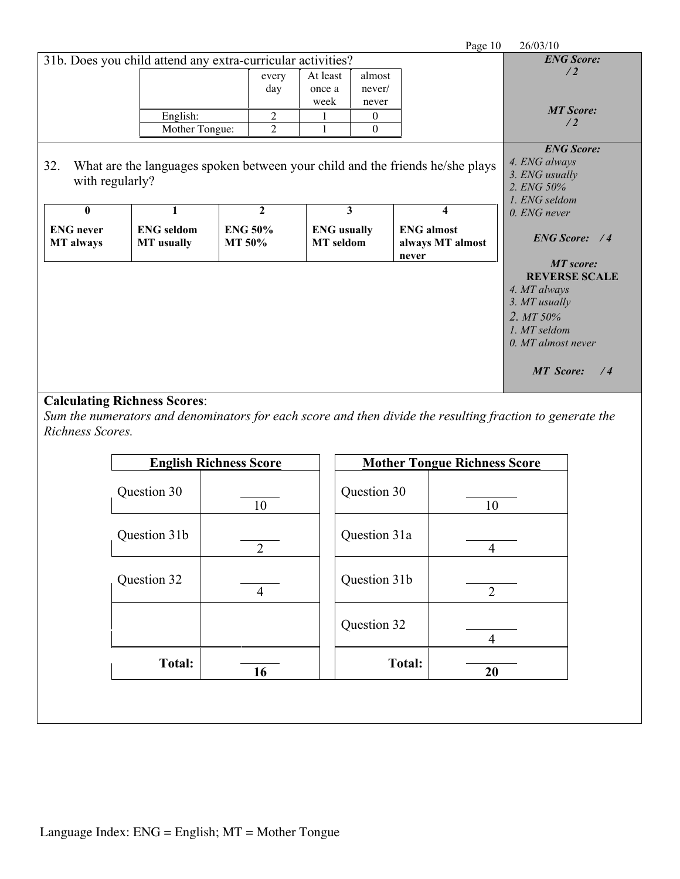31b. Does you child attend any extra-curricular activities?

| | every day | At least once a week | almost never/ never |
|---|---|---|---|
| English: | 2 | 1 | 0 |
| Mother Tongue: | 2 | 1 | 0 |

***ENG Score:***
***/ 2***

***MT Score:***
***/ 2***

32. What are the languages spoken between your child and the friends he/she plays with regularly?

| 0 | 1 | 2 | 3 | 4 |
|---|---|---|---|---|
| **ENG never MT always** | **ENG seldom MT usually** | **ENG 50% MT 50%** | **ENG usually MT seldom** | **ENG almost always MT almost never** |

***ENG Score:***
*4. ENG always*
*3. ENG usually*
*2. ENG 50%*
*1. ENG seldom*
*0. ENG never*

***ENG Score: / 4***

***MT score:***
**REVERSE SCALE**
*4. MT always*
*3. MT usually*
*2. MT 50%*
*1. MT seldom*
*0. MT almost never*

***MT Score: / 4***

**Calculating Richness Scores**:
*Sum the numerators and denominators for each score and then divide the resulting fraction to generate the Richness Scores.*

| **English Richness Score** | |
|---|---|
| Question 30 | ____ / 10 |
| Question 31b | ____ / 2 |
| Question 32 | ____ / 4 |
| | |
| **Total:** | ____ / **16** |

| **Mother Tongue Richness Score** | |
|---|---|
| Question 30 | ____ / 10 |
| Question 31a | ____ / 4 |
| Question 31b | ____ / 2 |
| Question 32 | ____ / 4 |
| **Total:** | ____ / **20** |

Language Index: ENG = English; MT = Mother Tongue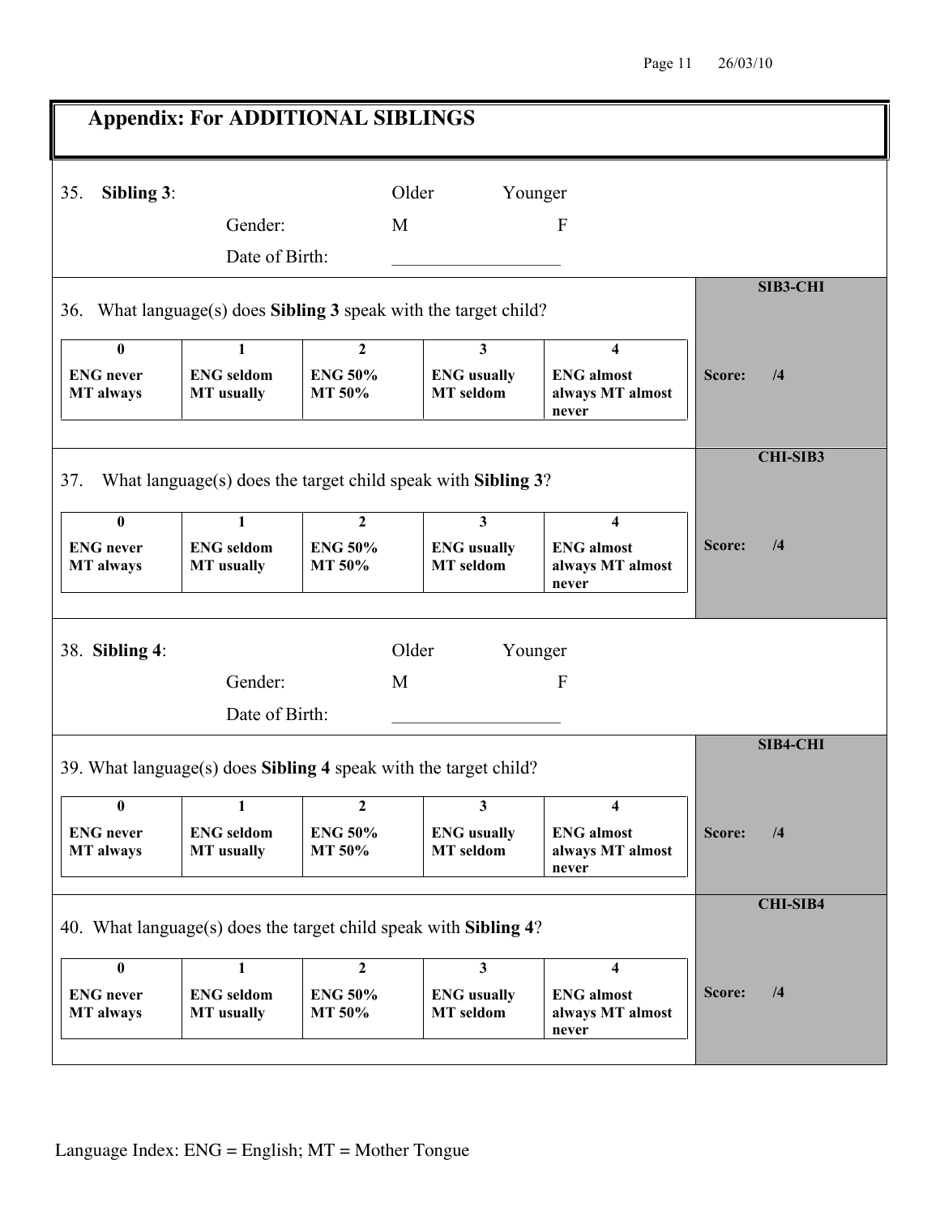## Appendix: For ADDITIONAL SIBLINGS

35. **Sibling 3**: Older Younger

Gender: M F

Date of Birth: ___________________

36. What language(s) does **Sibling 3** speak with the target child?

| 0 | 1 | 2 | 3 | 4 |
|---|---|---|---|---|
| **ENG never MT always** | **ENG seldom MT usually** | **ENG 50% MT 50%** | **ENG usually MT seldom** | **ENG almost always MT almost never** |

**SIB3-CHI**

**Score: /4**

37. What language(s) does the target child speak with **Sibling 3**?

| 0 | 1 | 2 | 3 | 4 |
|---|---|---|---|---|
| **ENG never MT always** | **ENG seldom MT usually** | **ENG 50% MT 50%** | **ENG usually MT seldom** | **ENG almost always MT almost never** |

**CHI-SIB3**

**Score: /4**

38. **Sibling 4**: Older Younger

Gender: M F

Date of Birth: ___________________

39. What language(s) does **Sibling 4** speak with the target child?

| 0 | 1 | 2 | 3 | 4 |
|---|---|---|---|---|
| **ENG never MT always** | **ENG seldom MT usually** | **ENG 50% MT 50%** | **ENG usually MT seldom** | **ENG almost always MT almost never** |

**SIB4-CHI**

**Score: /4**

40. What language(s) does the target child speak with **Sibling 4**?

| 0 | 1 | 2 | 3 | 4 |
|---|---|---|---|---|
| **ENG never MT always** | **ENG seldom MT usually** | **ENG 50% MT 50%** | **ENG usually MT seldom** | **ENG almost always MT almost never** |

**CHI-SIB4**

**Score: /4**

Language Index: ENG = English; MT = Mother Tongue